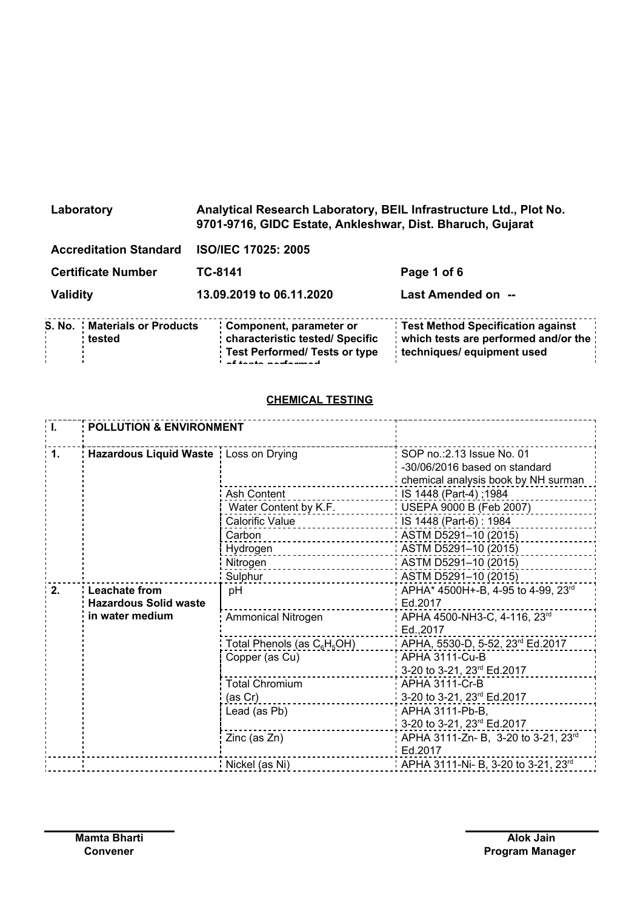| | | | |
|---|---|---|---|
| **Laboratory** | **Analytical Research Laboratory, BEIL Infrastructure Ltd., Plot No. 9701-9716, GIDC Estate, Ankleshwar, Dist. Bharuch, Gujarat** | | |
| **Accreditation Standard** | **ISO/IEC 17025: 2005** | | |
| **Certificate Number** | **TC-8141** | | |
| **Validity** | **13.09.2019 to 06.11.2020** | **Last Amended on --** | |

| S. No. | Materials or Products tested | Component, parameter or characteristic tested/ Specific Test Performed/ Tests or type of tests performed | Test Method Specification against which tests are performed and/or the techniques/ equipment used |
|---|---|---|---|

## CHEMICAL TESTING

| | | | |
|---|---|---|---|
| **I.** | **POLLUTION & ENVIRONMENT** | | |
| **1.** | **Hazardous Liquid Waste** | Loss on Drying | SOP no.:2.13 Issue No. 01 -30/06/2016 based on standard chemical analysis book by NH surman |
| | | Ash Content | IS 1448 (Part-4) ;1984 |
| | | Water Content by K.F. | USEPA 9000 B (Feb 2007) |
| | | Calorific Value | IS 1448 (Part-6) : 1984 |
| | | Carbon | ASTM D5291–10 (2015) |
| | | Hydrogen | ASTM D5291–10 (2015) |
| | | Nitrogen | ASTM D5291–10 (2015) |
| | | Sulphur | ASTM D5291–10 (2015) |
| **2.** | **Leachate from Hazardous Solid waste in water medium** | pH | APHA* 4500H+-B, 4-95 to 4-99, 23rd Ed.2017 |
| | | Ammonical Nitrogen | APHA 4500-NH3-C, 4-116, 23rd Ed.,2017 |
| | | Total Phenols (as $C_6H_5OH$) | APHA, 5530-D, 5-52, 23rd Ed.2017 |
| | | Copper (as Cu) | APHA 3111-Cu-B 3-20 to 3-21, 23rd Ed.2017 |
| | | Total Chromium (as Cr) | APHA 3111-Cr-B 3-20 to 3-21, 23rd Ed.2017 |
| | | Lead (as Pb) | APHA 3111-Pb-B, 3-20 to 3-21, 23rd Ed.2017 |
| | | Zinc (as Zn) | APHA 3111-Zn- B, 3-20 to 3-21, 23rd Ed.2017 |
| | | Nickel (as Ni) | APHA 3111-Ni- B, 3-20 to 3-21, 23rd |

**Mamta Bharti**
**Convener**

**Alok Jain**
**Program Manager**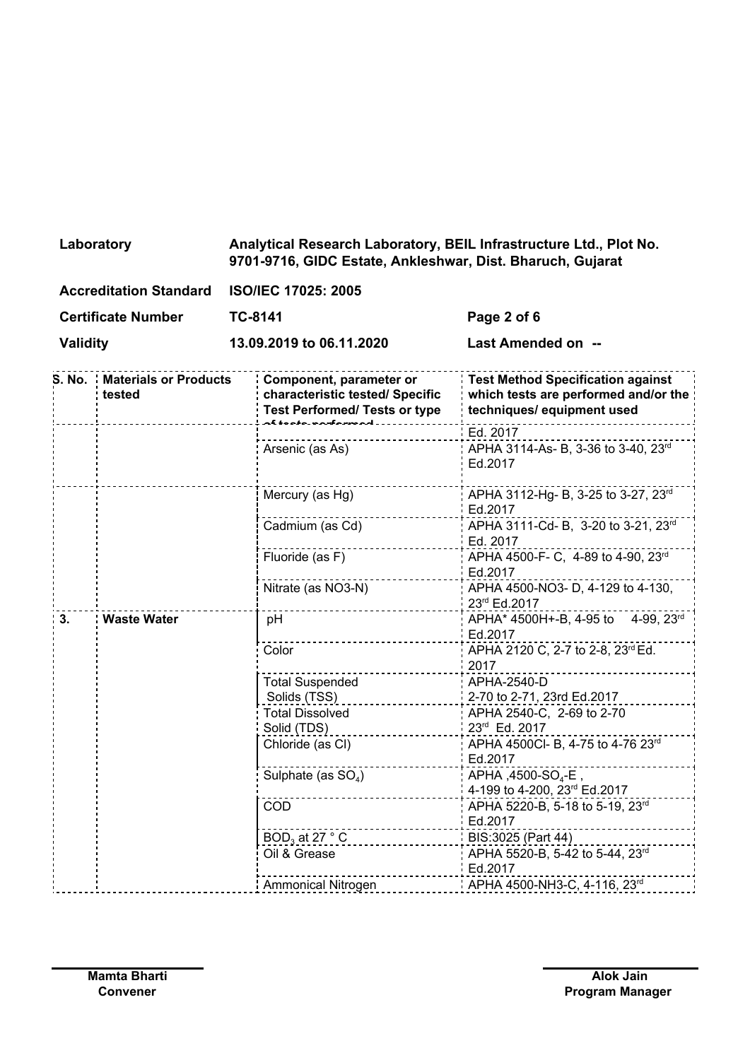| | | | |
|---|---|---|---|
| **Laboratory** | **Analytical Research Laboratory, BEIL Infrastructure Ltd., Plot No. 9701-9716, GIDC Estate, Ankleshwar, Dist. Bharuch, Gujarat** | | |
| **Accreditation Standard** | **ISO/IEC 17025: 2005** | | |
| **Certificate Number** | **TC-8141** | **Page 2 of 6** | |
| **Validity** | **13.09.2019 to 06.11.2020** | **Last Amended on --** | |

| S. No. | Materials or Products tested | Component, parameter or characteristic tested/ Specific Test Performed/ Tests or type of tests performed | Test Method Specification against which tests are performed and/or the techniques/ equipment used |
|---|---|---|---|
| | | | Ed. 2017 |
| | | Arsenic (as As) | APHA 3114-As- B, 3-36 to 3-40, 23rd Ed.2017 |
| | | Mercury (as Hg) | APHA 3112-Hg- B, 3-25 to 3-27, 23rd Ed.2017 |
| | | Cadmium (as Cd) | APHA 3111-Cd- B, 3-20 to 3-21, 23rd Ed. 2017 |
| | | Fluoride (as F) | APHA 4500-F- C, 4-89 to 4-90, 23rd Ed.2017 |
| | | Nitrate (as NO3-N) | APHA 4500-NO3- D, 4-129 to 4-130, 23rd Ed.2017 |
| **3.** | **Waste Water** | pH | APHA* 4500H+-B, 4-95 to 4-99, 23rd Ed.2017 |
| | | Color | APHA 2120 C, 2-7 to 2-8, 23rd Ed. 2017 |
| | | Total Suspended Solids (TSS) | APHA-2540-D 2-70 to 2-71, 23rd Ed.2017 |
| | | Total Dissolved Solid (TDS) | APHA 2540-C, 2-69 to 2-70 23rd Ed. 2017 |
| | | Chloride (as Cl) | APHA 4500Cl- B, 4-75 to 4-76 23rd Ed.2017 |
| | | Sulphate (as $SO_4$) | APHA ,4500-$SO_4$-E , 4-199 to 4-200, 23rd Ed.2017 |
| | | COD | APHA 5220-B, 5-18 to 5-19, 23rd Ed.2017 |
| | | $BOD_3$ at 27 ° C | BIS:3025 (Part 44) |
| | | Oil & Grease | APHA 5520-B, 5-42 to 5-44, 23rd Ed.2017 |
| | | Ammonical Nitrogen | APHA 4500-NH3-C, 4-116, 23rd |

**Mamta Bharti**
**Convener**

**Alok Jain**
**Program Manager**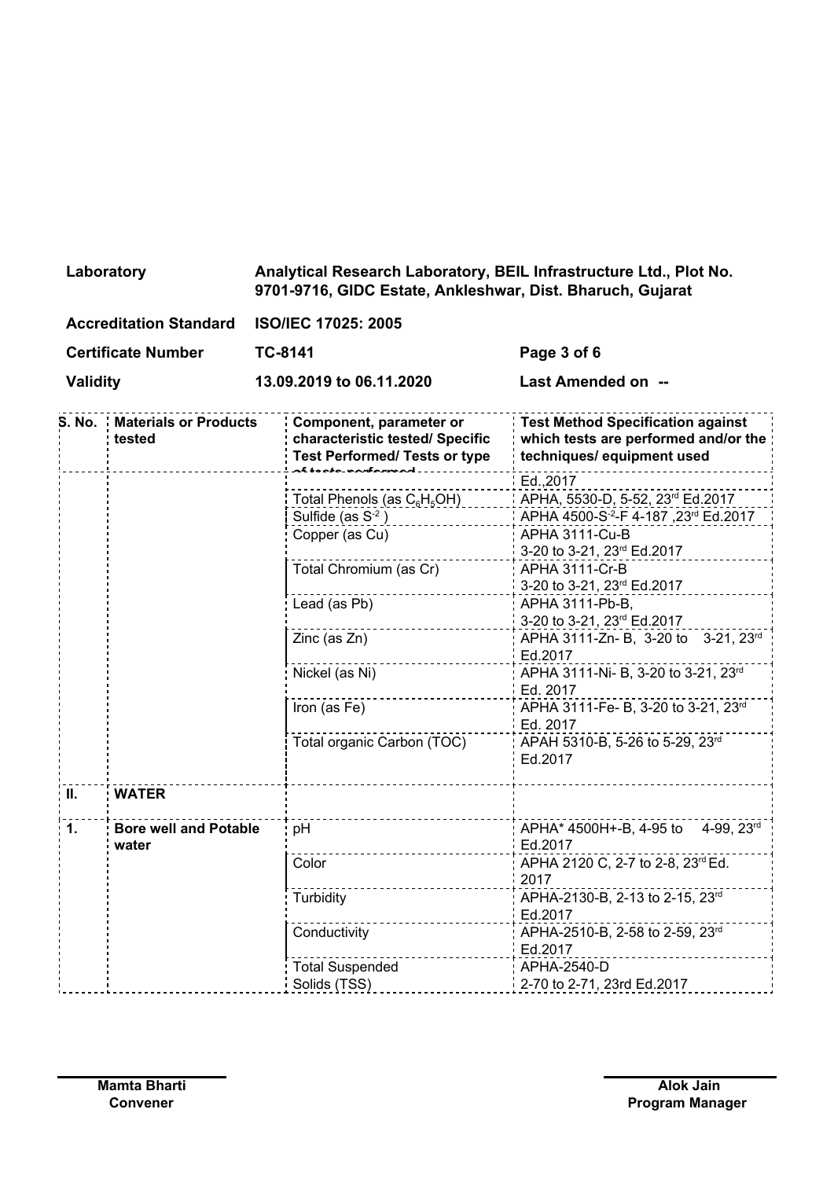| Laboratory | Analytical Research Laboratory, BEIL Infrastructure Ltd., Plot No. 9701-9716, GIDC Estate, Ankleshwar, Dist. Bharuch, Gujarat | |
|---|---|---|
| **Accreditation Standard** | **ISO/IEC 17025: 2005** | |
| **Certificate Number** | **TC-8141** | **Page 3 of 6** |
| **Validity** | **13.09.2019 to 06.11.2020** | **Last Amended on --** |

| S. No. | Materials or Products tested | Component, parameter or characteristic tested/ Specific Test Performed/ Tests or type of tests performed | Test Method Specification against which tests are performed and/or the techniques/ equipment used |
|---|---|---|---|
| | | | Ed.,2017 |
| | | Total Phenols (as $C_6H_5OH$) | APHA, 5530-D, 5-52, 23rd Ed.2017 |
| | | Sulfide (as $S^{-2}$ ) | APHA 4500-$S^{-2}$-F 4-187 ,23rd Ed.2017 |
| | | Copper (as Cu) | APHA 3111-Cu-B 3-20 to 3-21, 23rd Ed.2017 |
| | | Total Chromium (as Cr) | APHA 3111-Cr-B 3-20 to 3-21, 23rd Ed.2017 |
| | | Lead (as Pb) | APHA 3111-Pb-B, 3-20 to 3-21, 23rd Ed.2017 |
| | | Zinc (as Zn) | APHA 3111-Zn- B, 3-20 to 3-21, 23rd Ed.2017 |
| | | Nickel (as Ni) | APHA 3111-Ni- B, 3-20 to 3-21, 23rd Ed. 2017 |
| | | Iron (as Fe) | APHA 3111-Fe- B, 3-20 to 3-21, 23rd Ed. 2017 |
| | | Total organic Carbon (TOC) | APAH 5310-B, 5-26 to 5-29, 23rd Ed.2017 |
| **II.** | **WATER** | | |
| **1.** | **Bore well and Potable water** | pH | APHA* 4500H+-B, 4-95 to 4-99, 23rd Ed.2017 |
| | | Color | APHA 2120 C, 2-7 to 2-8, 23rd Ed. 2017 |
| | | Turbidity | APHA-2130-B, 2-13 to 2-15, 23rd Ed.2017 |
| | | Conductivity | APHA-2510-B, 2-58 to 2-59, 23rd Ed.2017 |
| | | Total Suspended Solids (TSS) | APHA-2540-D 2-70 to 2-71, 23rd Ed.2017 |

**Mamta Bharti**
**Convener**

**Alok Jain**
**Program Manager**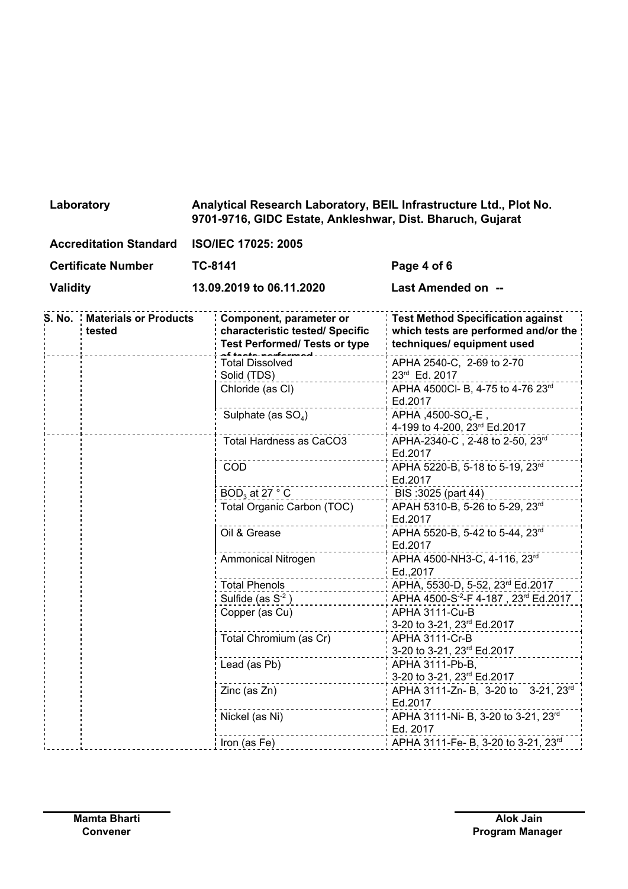| | | | |
|---|---|---|---|
| **Laboratory** | **Analytical Research Laboratory, BEIL Infrastructure Ltd., Plot No. 9701-9716, GIDC Estate, Ankleshwar, Dist. Bharuch, Gujarat** | | |
| **Accreditation Standard** | **ISO/IEC 17025: 2005** | | |
| **Certificate Number** | **TC-8141** | **Page 4 of 6** | |
| **Validity** | **13.09.2019 to 06.11.2020** | **Last Amended on --** | |

| S. No. | Materials or Products tested | Component, parameter or characteristic tested/ Specific Test Performed/ Tests or type of tests performed | Test Method Specification against which tests are performed and/or the techniques/ equipment used |
|---|---|---|---|
| | | Total Dissolved Solid (TDS) | APHA 2540-C, 2-69 to 2-70 23rd Ed. 2017 |
| | | Chloride (as Cl) | APHA 4500Cl- B, 4-75 to 4-76 23rd Ed.2017 |
| | | Sulphate (as $SO_4$) | APHA ,4500-$SO_4$-E , 4-199 to 4-200, 23rd Ed.2017 |
| | | Total Hardness as CaCO3 | APHA-2340-C , 2-48 to 2-50, 23rd Ed.2017 |
| | | COD | APHA 5220-B, 5-18 to 5-19, 23rd Ed.2017 |
| | | $BOD_3$ at 27 ° C | BIS :3025 (part 44) |
| | | Total Organic Carbon (TOC) | APAH 5310-B, 5-26 to 5-29, 23rd Ed.2017 |
| | | Oil & Grease | APHA 5520-B, 5-42 to 5-44, 23rd Ed.2017 |
| | | Ammonical Nitrogen | APHA 4500-NH3-C, 4-116, 23rd Ed.,2017 |
| | | Total Phenols | APHA, 5530-D, 5-52, 23rd Ed.2017 |
| | | Sulfide (as $S^{-2}$ ) | APHA 4500-$S^{-2}$-F 4-187 , 23rd Ed.2017 |
| | | Copper (as Cu) | APHA 3111-Cu-B 3-20 to 3-21, 23rd Ed.2017 |
| | | Total Chromium (as Cr) | APHA 3111-Cr-B 3-20 to 3-21, 23rd Ed.2017 |
| | | Lead (as Pb) | APHA 3111-Pb-B, 3-20 to 3-21, 23rd Ed.2017 |
| | | Zinc (as Zn) | APHA 3111-Zn- B, 3-20 to 3-21, 23rd Ed.2017 |
| | | Nickel (as Ni) | APHA 3111-Ni- B, 3-20 to 3-21, 23rd Ed. 2017 |
| | | Iron (as Fe) | APHA 3111-Fe- B, 3-20 to 3-21, 23rd |

**Mamta Bharti**
**Convener**

**Alok Jain**
**Program Manager**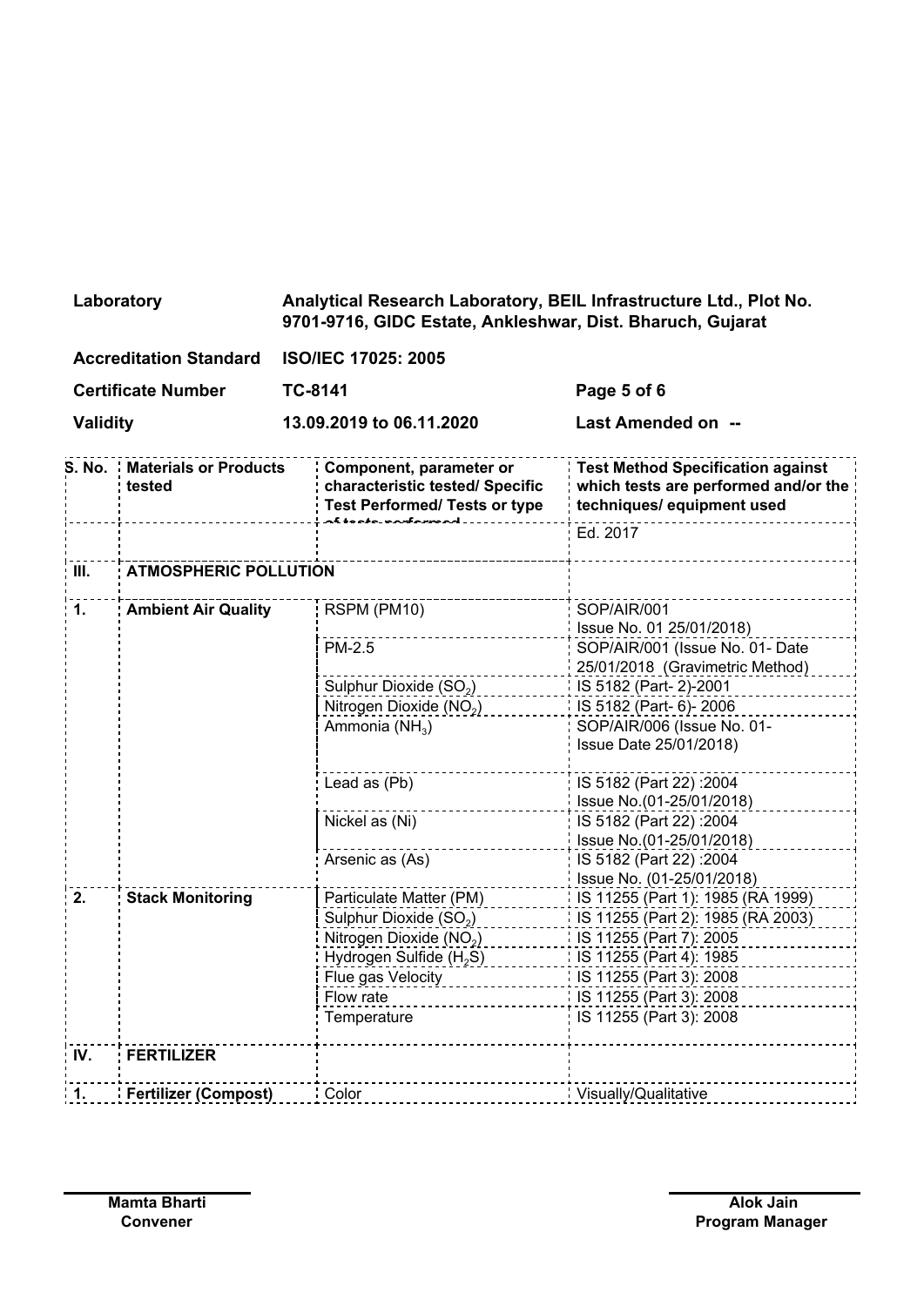| | | | |
|---|---|---|---|
| **Laboratory** | **Analytical Research Laboratory, BEIL Infrastructure Ltd., Plot No. 9701-9716, GIDC Estate, Ankleshwar, Dist. Bharuch, Gujarat** | | |
| **Accreditation Standard** | **ISO/IEC 17025: 2005** | | |
| **Certificate Number** | **TC-8141** | **Page 5 of 6** | |
| **Validity** | **13.09.2019 to 06.11.2020** | **Last Amended on --** | |

| S. No. | Materials or Products tested | Component, parameter or characteristic tested/ Specific Test Performed/ Tests or type of tests performed | Test Method Specification against which tests are performed and/or the techniques/ equipment used |
|---|---|---|---|
| | | | Ed. 2017 |
| **III.** | **ATMOSPHERIC POLLUTION** | | |
| **1.** | **Ambient Air Quality** | RSPM (PM10) | SOP/AIR/001 Issue No. 01 25/01/2018) |
| | | PM-2.5 | SOP/AIR/001 (Issue No. 01- Date 25/01/2018 (Gravimetric Method) |
| | | Sulphur Dioxide ($SO_2$) | IS 5182 (Part- 2)-2001 |
| | | Nitrogen Dioxide ($NO_2$) | IS 5182 (Part- 6)- 2006 |
| | | Ammonia ($NH_3$) | SOP/AIR/006 (Issue No. 01- Issue Date 25/01/2018) |
| | | Lead as (Pb) | IS 5182 (Part 22) :2004 Issue No.(01-25/01/2018) |
| | | Nickel as (Ni) | IS 5182 (Part 22) :2004 Issue No.(01-25/01/2018) |
| | | Arsenic as (As) | IS 5182 (Part 22) :2004 Issue No. (01-25/01/2018) |
| **2.** | **Stack Monitoring** | Particulate Matter (PM) | IS 11255 (Part 1): 1985 (RA 1999) |
| | | Sulphur Dioxide ($SO_2$) | IS 11255 (Part 2): 1985 (RA 2003) |
| | | Nitrogen Dioxide ($NO_2$) | IS 11255 (Part 7): 2005 |
| | | Hydrogen Sulfide ($H_2S$) | IS 11255 (Part 4): 1985 |
| | | Flue gas Velocity | IS 11255 (Part 3): 2008 |
| | | Flow rate | IS 11255 (Part 3): 2008 |
| | | Temperature | IS 11255 (Part 3): 2008 |
| **IV.** | **FERTILIZER** | | |
| **1.** | **Fertilizer (Compost)** | Color | Visually/Qualitative |

**Mamta Bharti**
**Convener**

**Alok Jain**
**Program Manager**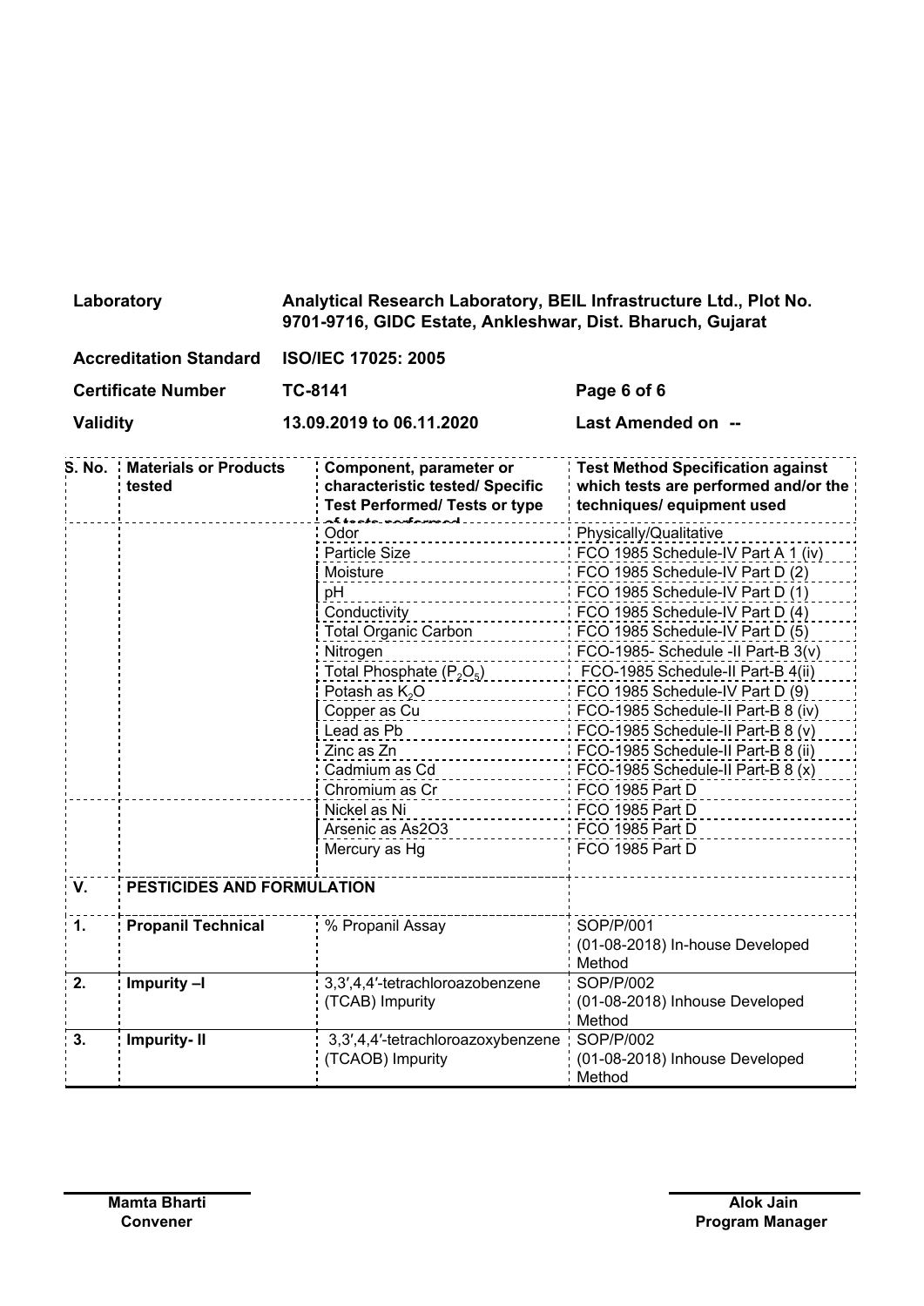| | | | |
|---|---|---|---|
| **Laboratory** | **Analytical Research Laboratory, BEIL Infrastructure Ltd., Plot No. 9701-9716, GIDC Estate, Ankleshwar, Dist. Bharuch, Gujarat** | | |
| **Accreditation Standard** | **ISO/IEC 17025: 2005** | | |
| **Certificate Number** | **TC-8141** | **Page 6 of 6** | |
| **Validity** | **13.09.2019 to 06.11.2020** | **Last Amended on --** | |

| S. No. | Materials or Products tested | Component, parameter or characteristic tested/ Specific Test Performed/ Tests or type of tests performed | Test Method Specification against which tests are performed and/or the techniques/ equipment used |
|---|---|---|---|
| | | Odor | Physically/Qualitative |
| | | Particle Size | FCO 1985 Schedule-IV Part A 1 (iv) |
| | | Moisture | FCO 1985 Schedule-IV Part D (2) |
| | | pH | FCO 1985 Schedule-IV Part D (1) |
| | | Conductivity | FCO 1985 Schedule-IV Part D (4) |
| | | Total Organic Carbon | FCO 1985 Schedule-IV Part D (5) |
| | | Nitrogen | FCO-1985- Schedule -II Part-B 3(v) |
| | | Total Phosphate ($P_2O_5$) | FCO-1985 Schedule-II Part-B 4(ii) |
| | | Potash as $K_2O$ | FCO 1985 Schedule-IV Part D (9) |
| | | Copper as Cu | FCO-1985 Schedule-II Part-B 8 (iv) |
| | | Lead as Pb | FCO-1985 Schedule-II Part-B 8 (v) |
| | | Zinc as Zn | FCO-1985 Schedule-II Part-B 8 (ii) |
| | | Cadmium as Cd | FCO-1985 Schedule-II Part-B 8 (x) |
| | | Chromium as Cr | FCO 1985 Part D |
| | | Nickel as Ni | FCO 1985 Part D |
| | | Arsenic as As2O3 | FCO 1985 Part D |
| | | Mercury as Hg | FCO 1985 Part D |
| **V.** | **PESTICIDES AND FORMULATION** | | |
| **1.** | **Propanil Technical** | % Propanil Assay | SOP/P/001 (01-08-2018) In-house Developed Method |
| **2.** | **Impurity –I** | 3,3′,4,4′-tetrachloroazobenzene (TCAB) Impurity | SOP/P/002 (01-08-2018) Inhouse Developed Method |
| **3.** | **Impurity- II** | 3,3′,4,4′-tetrachloroazoxybenzene (TCAOB) Impurity | SOP/P/002 (01-08-2018) Inhouse Developed Method |

**Mamta Bharti**
**Convener**

**Alok Jain**
**Program Manager**